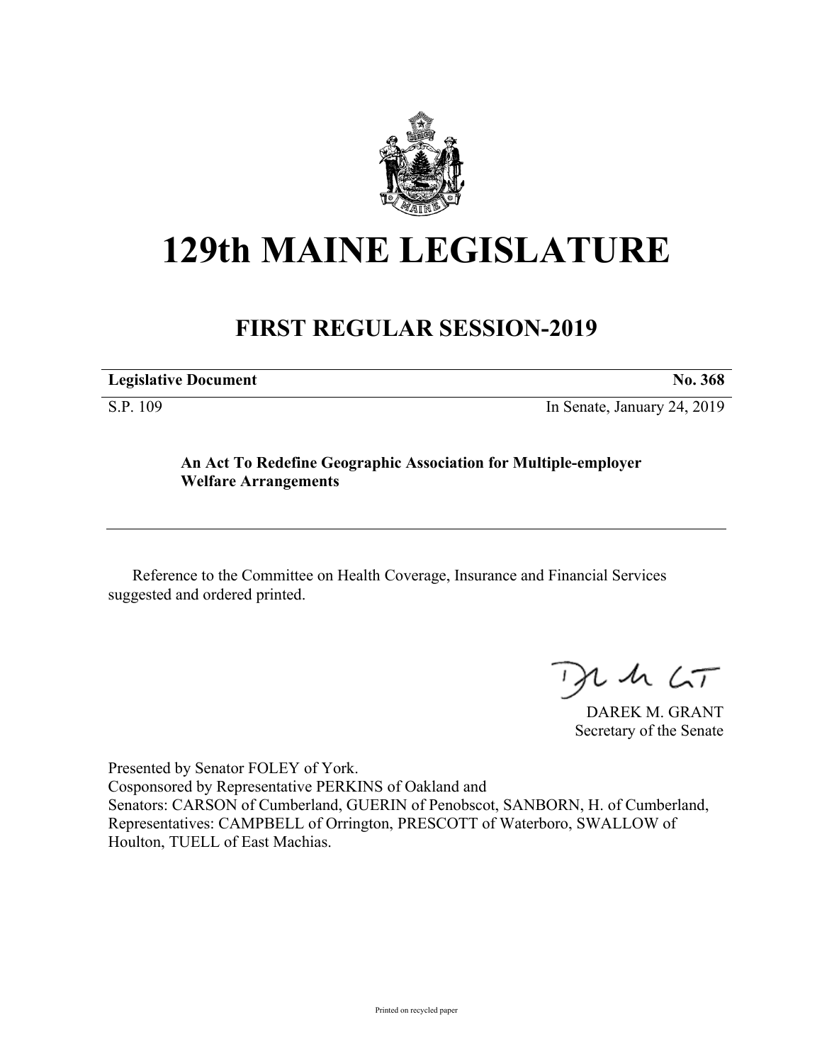# 129th MAINE LEGISLATURE

## FIRST REGULAR SESSION-2019

| **Legislative Document** | **No. 368** |
|---|---|
| S.P. 109 | In Senate, January 24, 2019 |

**An Act To Redefine Geographic Association for Multiple-employer Welfare Arrangements**

Reference to the Committee on Health Coverage, Insurance and Financial Services suggested and ordered printed.

DAREK M. GRANT
Secretary of the Senate

Presented by Senator FOLEY of York.
Cosponsored by Representative PERKINS of Oakland and
Senators: CARSON of Cumberland, GUERIN of Penobscot, SANBORN, H. of Cumberland, Representatives: CAMPBELL of Orrington, PRESCOTT of Waterboro, SWALLOW of Houlton, TUELL of East Machias.

Printed on recycled paper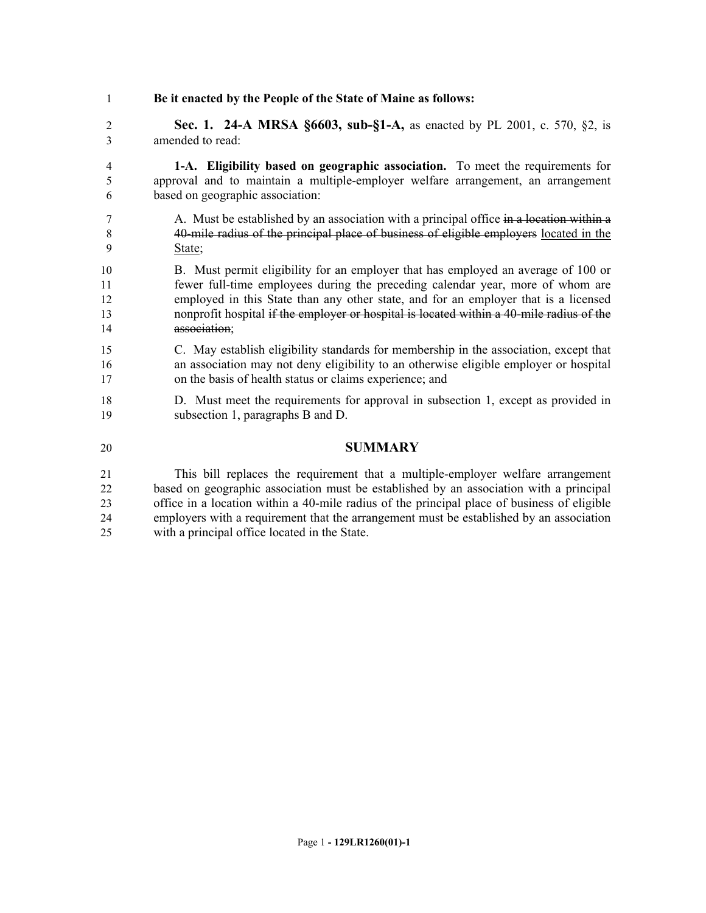**Be it enacted by the People of the State of Maine as follows:**

**Sec. 1. 24-A MRSA §6603, sub-§1-A,** as enacted by PL 2001, c. 570, §2, is amended to read:

**1-A. Eligibility based on geographic association.** To meet the requirements for approval and to maintain a multiple-employer welfare arrangement, an arrangement based on geographic association:

A. Must be established by an association with a principal office ~~in a location within a 40-mile radius of the principal place of business of eligible employers~~ <u>located in the State</u>;

B. Must permit eligibility for an employer that has employed an average of 100 or fewer full-time employees during the preceding calendar year, more of whom are employed in this State than any other state, and for an employer that is a licensed nonprofit hospital ~~if the employer or hospital is located within a 40-mile radius of the association~~;

C. May establish eligibility standards for membership in the association, except that an association may not deny eligibility to an otherwise eligible employer or hospital on the basis of health status or claims experience; and

D. Must meet the requirements for approval in subsection 1, except as provided in subsection 1, paragraphs B and D.

## SUMMARY

This bill replaces the requirement that a multiple-employer welfare arrangement based on geographic association must be established by an association with a principal office in a location within a 40-mile radius of the principal place of business of eligible employers with a requirement that the arrangement must be established by an association with a principal office located in the State.